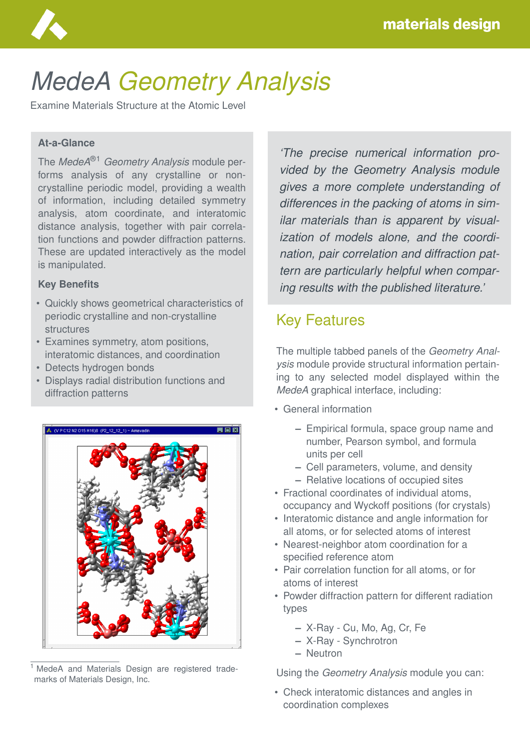# MedeA *Geometry Analysis*

Examine Materials Structure at the Atomic Level

### At-a-Glance

The *MedeA*®[1] *Geometry Analysis* module performs analysis of any crystalline or non-crystalline periodic model, providing a wealth of information, including detailed symmetry analysis, atom coordinate, and interatomic distance analysis, together with pair correlation functions and powder diffraction patterns. These are updated interactively as the model is manipulated.

### Key Benefits

- Quickly shows geometrical characteristics of periodic crystalline and non-crystalline structures
- Examines symmetry, atom positions, interatomic distances, and coordination
- Detects hydrogen bonds
- Displays radial distribution functions and diffraction patterns

[1] MedeA and Materials Design are registered trademarks of Materials Design, Inc.

*'The precise numerical information provided by the Geometry Analysis module gives a more complete understanding of differences in the packing of atoms in similar materials than is apparent by visualization of models alone, and the coordination, pair correlation and diffraction pattern are particularly helpful when comparing results with the published literature.'*

## Key Features

The multiple tabbed panels of the *Geometry Analysis* module provide structural information pertaining to any selected model displayed within the *MedeA* graphical interface, including:

- General information
  - Empirical formula, space group name and number, Pearson symbol, and formula units per cell
  - Cell parameters, volume, and density
  - Relative locations of occupied sites
- Fractional coordinates of individual atoms, occupancy and Wyckoff positions (for crystals)
- Interatomic distance and angle information for all atoms, or for selected atoms of interest
- Nearest-neighbor atom coordination for a specified reference atom
- Pair correlation function for all atoms, or for atoms of interest
- Powder diffraction pattern for different radiation types
  - X-Ray - Cu, Mo, Ag, Cr, Fe
  - X-Ray - Synchrotron
  - Neutron

Using the *Geometry Analysis* module you can:

- Check interatomic distances and angles in coordination complexes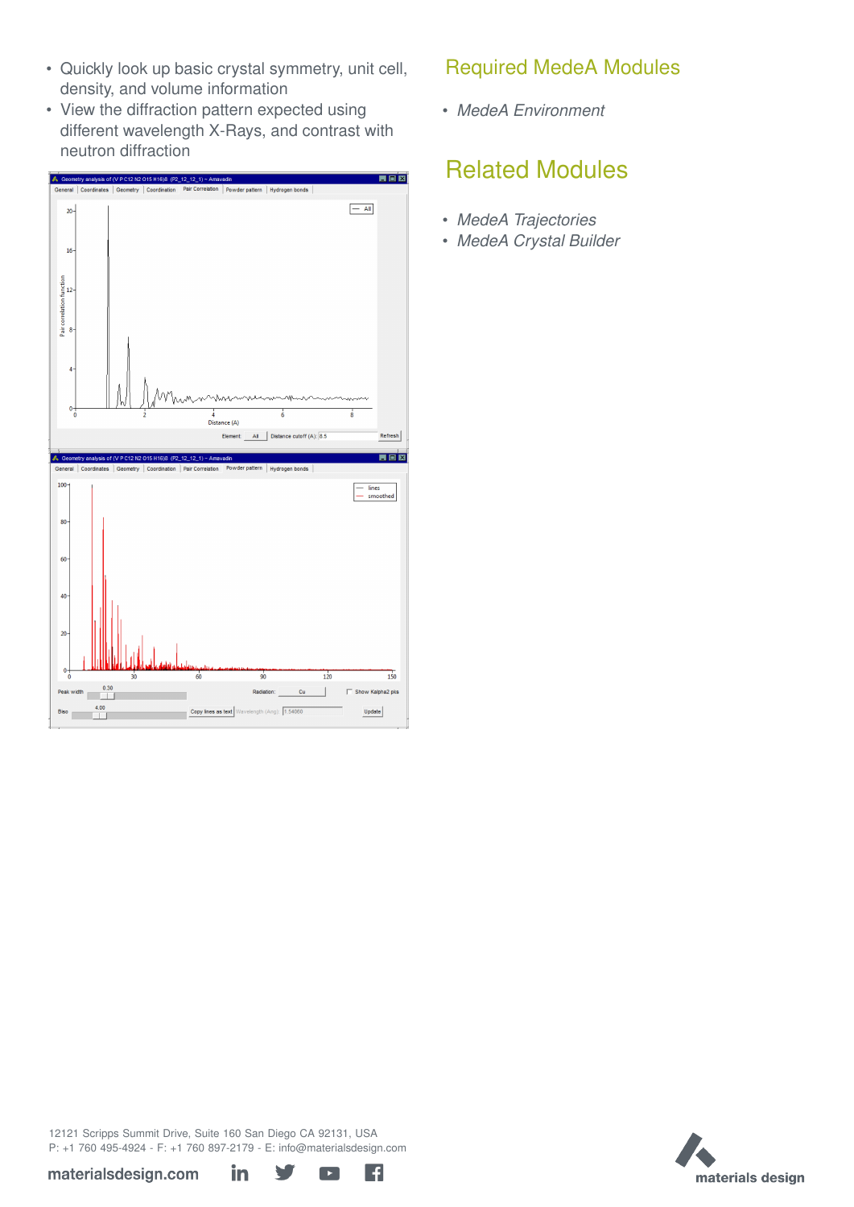- Quickly look up basic crystal symmetry, unit cell, density, and volume information
- View the diffraction pattern expected using different wavelength X-Rays, and contrast with neutron diffraction

Geometry analysis of (V P C12 N2 O15 H16)8 (P2_12_12_1) ~ Amavadin

General | Coordinates | Geometry | Coordination | Pair Correlation | Powder pattern | Hydrogen bonds

Pair correlation function

20
16
12
8
4
0

0
2
4
6
8

Distance (A)

All

Element: All
Distance cutoff (A): 8.5
Refresh

Geometry analysis of (V P C12 N2 O15 H16)8 (P2_12_12_1) ~ Amavadin

General | Coordinates | Geometry | Coordination | Pair Correlation | Powder pattern | Hydrogen bonds

100
80
60
40
20
0

0
30
60
90
120
150

lines
smoothed

Peak width 0.30
Radiation: Cu
Show Kalpha2 pks
Bias 4.00
Copy lines as text
Wavelength (Ang): 1.54060
Update

## Required MedeA Modules

- *MedeA Environment*

## Related Modules

- *MedeA Trajectories*
- *MedeA Crystal Builder*

12121 Scripps Summit Drive, Suite 160 San Diego CA 92131, USA
P: +1 760 495-4924 - F: +1 760 897-2179 - E: info@materialsdesign.com

**materialsdesign.com**

materials design